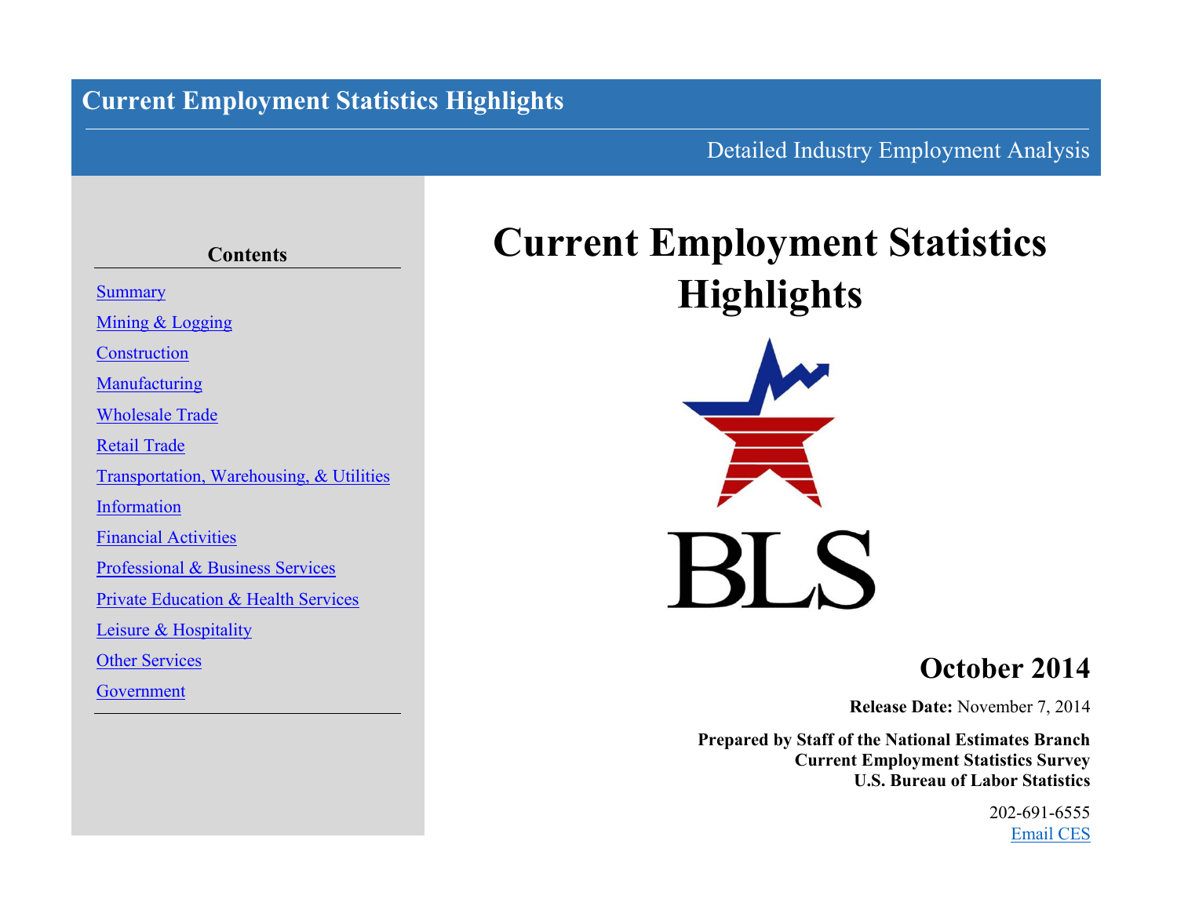# Current Employment Statistics Highlights

Detailed Industry Employment Analysis

## Contents

- Summary
- Mining & Logging
- Construction
- Manufacturing
- Wholesale Trade
- Retail Trade
- Transportation, Warehousing, & Utilities
- Information
- Financial Activities
- Professional & Business Services
- Private Education & Health Services
- Leisure & Hospitality
- Other Services
- Government

# Current Employment Statistics Highlights

BLS

## October 2014

**Release Date:** November 7, 2014

**Prepared by Staff of the National Estimates Branch**
**Current Employment Statistics Survey**
**U.S. Bureau of Labor Statistics**

202-691-6555
Email CES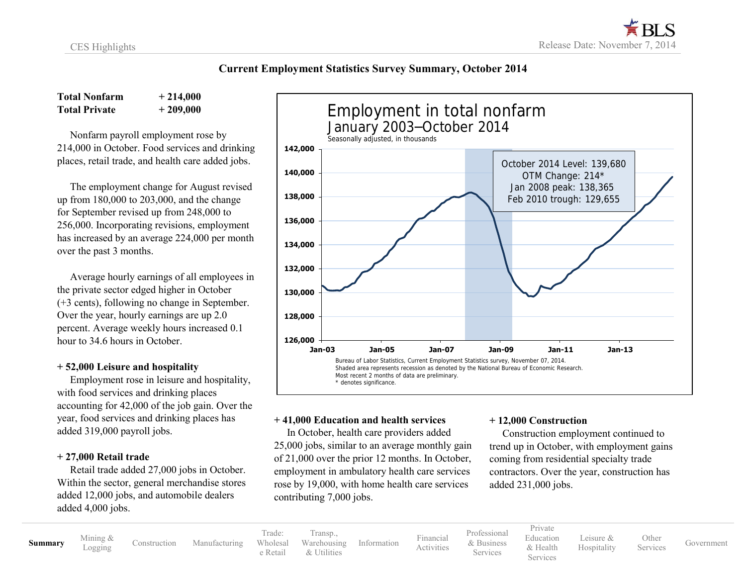# Current Employment Statistics Survey Summary, October 2014

| | |
|---|---|
| **Total Nonfarm** | **+ 214,000** |
| **Total Private** | **+ 209,000** |

Nonfarm payroll employment rose by 214,000 in October. Food services and drinking places, retail trade, and health care added jobs.

The employment change for August revised up from 180,000 to 203,000, and the change for September revised up from 248,000 to 256,000. Incorporating revisions, employment has increased by an average 224,000 per month over the past 3 months.

Average hourly earnings of all employees in the private sector edged higher in October (+3 cents), following no change in September. Over the year, hourly earnings are up 2.0 percent. Average weekly hours increased 0.1 hour to 34.6 hours in October.

### + 52,000 Leisure and hospitality

Employment rose in leisure and hospitality, with food services and drinking places accounting for 42,000 of the job gain. Over the year, food services and drinking places has added 319,000 payroll jobs.

### + 27,000 Retail trade

Retail trade added 27,000 jobs in October. Within the sector, general merchandise stores added 12,000 jobs, and automobile dealers added 4,000 jobs.

**Employment in total nonfarm**
**January 2003–October 2014**
Seasonally adjusted, in thousands

October 2014 Level: 139,680
OTM Change: 214*
Jan 2008 peak: 138,365
Feb 2010 trough: 129,655

Bureau of Labor Statistics, Current Employment Statistics survey, November 07, 2014.
Shaded area represents recession as denoted by the National Bureau of Economic Research.
Most recent 2 months of data are preliminary.
* denotes significance.

### + 41,000 Education and health services

In October, health care providers added 25,000 jobs, similar to an average monthly gain of 21,000 over the prior 12 months. In October, employment in ambulatory health care services rose by 19,000, with home health care services contributing 7,000 jobs.

### + 12,000 Construction

Construction employment continued to trend up in October, with employment gains coming from residential specialty trade contractors. Over the year, construction has added 231,000 jobs.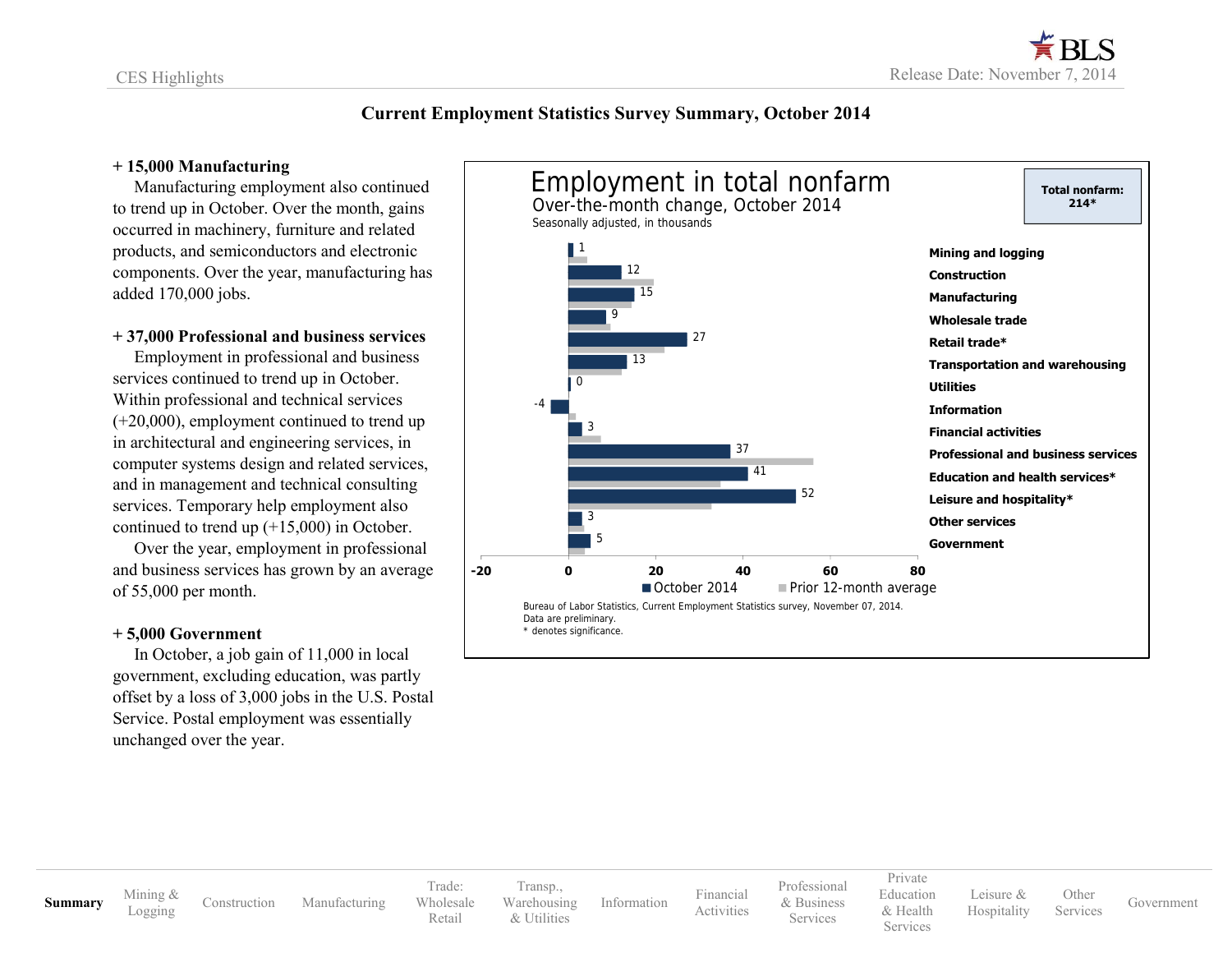# Current Employment Statistics Survey Summary, October 2014

**+ 15,000 Manufacturing**

Manufacturing employment also continued to trend up in October. Over the month, gains occurred in machinery, furniture and related products, and semiconductors and electronic components. Over the year, manufacturing has added 170,000 jobs.

**+ 37,000 Professional and business services**

Employment in professional and business services continued to trend up in October. Within professional and technical services (+20,000), employment continued to trend up in architectural and engineering services, in computer systems design and related services, and in management and technical consulting services. Temporary help employment also continued to trend up (+15,000) in October.

Over the year, employment in professional and business services has grown by an average of 55,000 per month.

**+ 5,000 Government**

In October, a job gain of 11,000 in local government, excluding education, was partly offset by a loss of 3,000 jobs in the U.S. Postal Service. Postal employment was essentially unchanged over the year.

**Employment in total nonfarm**
Over-the-month change, October 2014
Seasonally adjusted, in thousands

Total nonfarm: 214*

| Industry | October 2014 |
|---|---|
| Mining and logging | 1 |
| Construction | 12 |
| Manufacturing | 15 |
| Wholesale trade | 9 |
| Retail trade* | 27 |
| Transportation and warehousing | 13 |
| Utilities | 0 |
| Information | -4 |
| Financial activities | 3 |
| Professional and business services | 37 |
| Education and health services* | 41 |
| Leisure and hospitality* | 52 |
| Other services | 3 |
| Government | 5 |

Bureau of Labor Statistics, Current Employment Statistics survey, November 07, 2014.
Data are preliminary.
* denotes significance.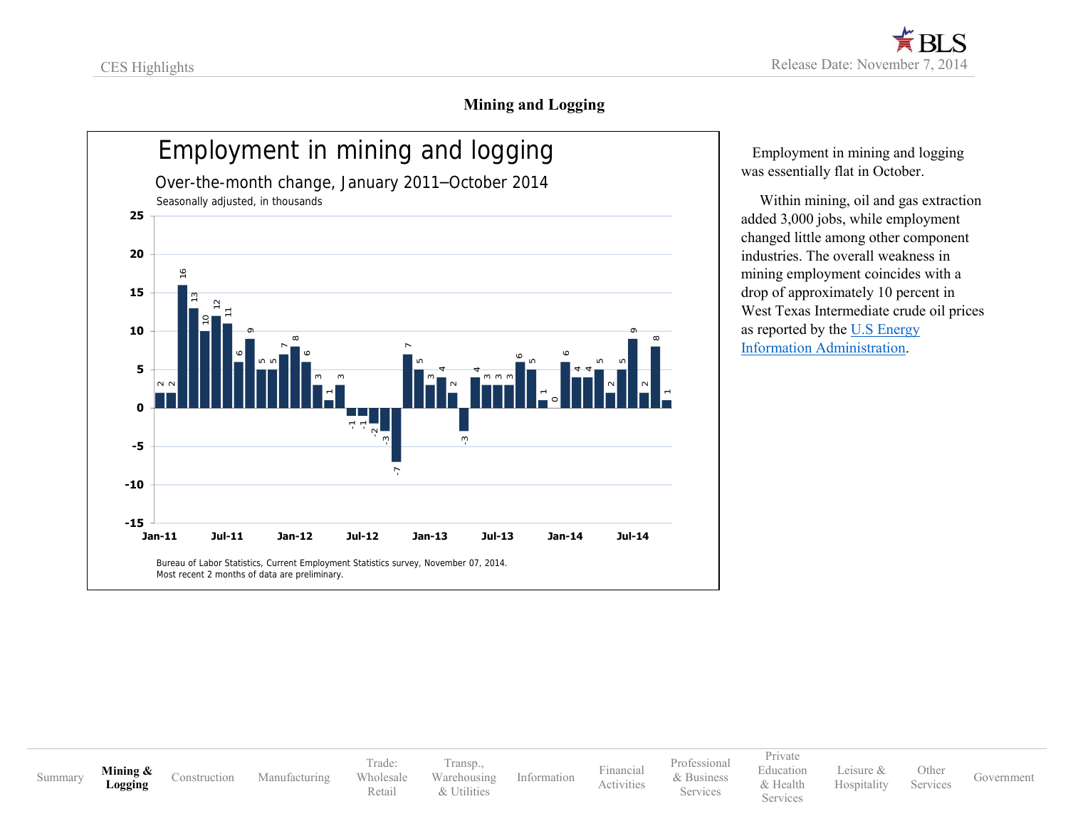## Mining and Logging

**Employment in mining and logging**

Over-the-month change, January 2011–October 2014

Seasonally adjusted, in thousands

| Month | Change |
|---|---|
| Jan-11 | 2 |
| Feb-11 | 2 |
| Mar-11 | 16 |
| Apr-11 | 13 |
| May-11 | 10 |
| Jun-11 | 12 |
| Jul-11 | 11 |
| Aug-11 | 6 |
| Sep-11 | 9 |
| Oct-11 | 5 |
| Nov-11 | 5 |
| Dec-11 | 7 |
| Jan-12 | 8 |
| Feb-12 | 6 |
| Mar-12 | 3 |
| Apr-12 | 1 |
| May-12 | 3 |
| Jun-12 | -1 |
| Jul-12 | -1 |
| Aug-12 | -2 |
| Sep-12 | -3 |
| Oct-12 | -7 |
| Nov-12 | 7 |
| Dec-12 | 5 |
| Jan-13 | 3 |
| Feb-13 | 4 |
| Mar-13 | 2 |
| Apr-13 | -3 |
| May-13 | 4 |
| Jun-13 | 3 |
| Jul-13 | 3 |
| Aug-13 | 3 |
| Sep-13 | 6 |
| Oct-13 | 5 |
| Nov-13 | 1 |
| Dec-13 | 0 |
| Jan-14 | 6 |
| Feb-14 | 4 |
| Mar-14 | 4 |
| Apr-14 | 5 |
| May-14 | 2 |
| Jun-14 | 5 |
| Jul-14 | 9 |
| Aug-14 | 2 |
| Sep-14 | 8 |
| Oct-14 | 1 |

Bureau of Labor Statistics, Current Employment Statistics survey, November 07, 2014.
Most recent 2 months of data are preliminary.

Employment in mining and logging was essentially flat in October.

Within mining, oil and gas extraction added 3,000 jobs, while employment changed little among other component industries. The overall weakness in mining employment coincides with a drop of approximately 10 percent in West Texas Intermediate crude oil prices as reported by the U.S Energy Information Administration.

Summary | **Mining & Logging** | Construction | Manufacturing | Trade: Wholesale Retail | Transp., Warehousing & Utilities | Information | Financial Activities | Professional & Business Services | Private Education & Health Services | Leisure & Hospitality | Other Services | Government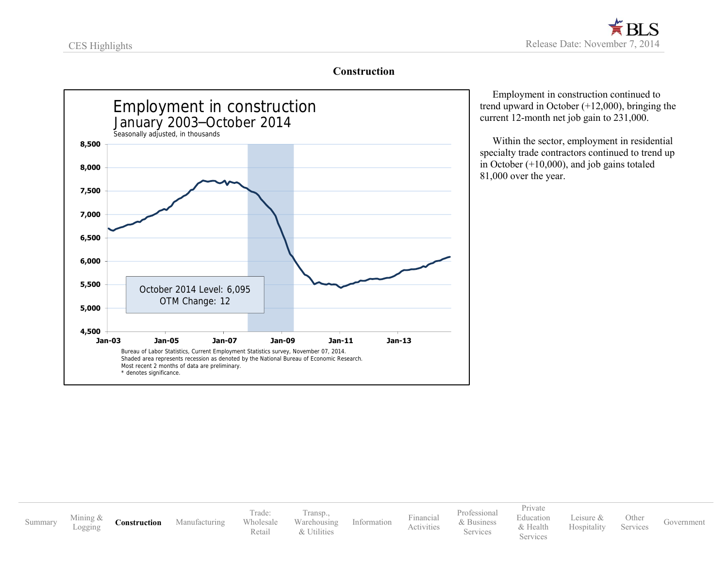## Construction

Employment in construction

January 2003–October 2014

Seasonally adjusted, in thousands

October 2014 Level: 6,095
OTM Change: 12

Bureau of Labor Statistics, Current Employment Statistics survey, November 07, 2014.
Shaded area represents recession as denoted by the National Bureau of Economic Research.
Most recent 2 months of data are preliminary.
* denotes significance.

Employment in construction continued to trend upward in October (+12,000), bringing the current 12-month net job gain to 231,000.

Within the sector, employment in residential specialty trade contractors continued to trend up in October (+10,000), and job gains totaled 81,000 over the year.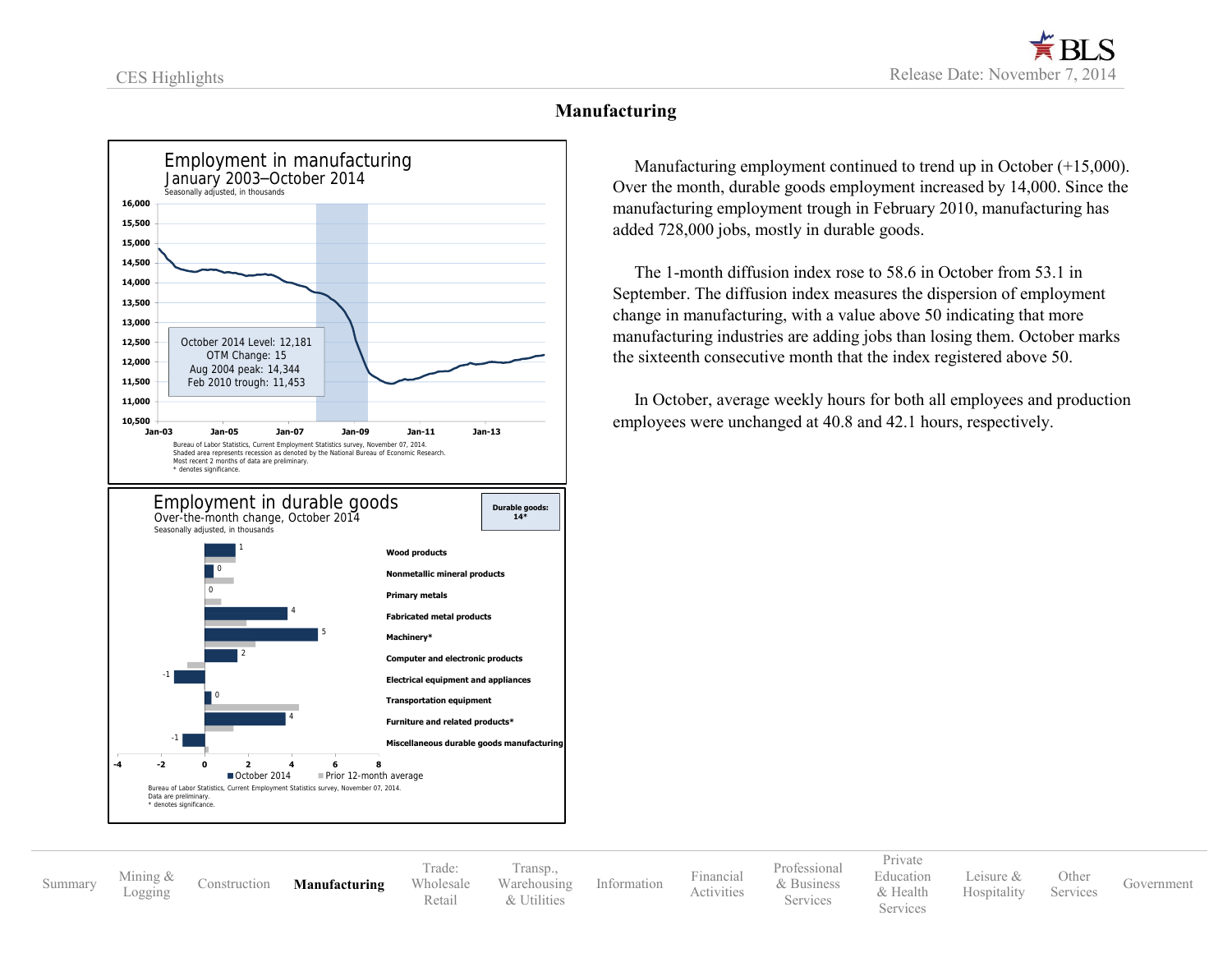## Manufacturing

### Employment in manufacturing
January 2003–October 2014
Seasonally adjusted, in thousands

October 2014 Level: 12,181
OTM Change: 15
Aug 2004 peak: 14,344
Feb 2010 trough: 11,453

Bureau of Labor Statistics, Current Employment Statistics survey, November 07, 2014.
Shaded area represents recession as denoted by the National Bureau of Economic Research.
Most recent 2 months of data are preliminary.
* denotes significance.

### Employment in durable goods
Over-the-month change, October 2014
Seasonally adjusted, in thousands

Durable goods: 14*

| Industry | October 2014 |
|---|---|
| Wood products | 1 |
| Nonmetallic mineral products | 0 |
| Primary metals | 0 |
| Fabricated metal products | 4 |
| Machinery* | 5 |
| Computer and electronic products | 2 |
| Electrical equipment and appliances | -1 |
| Transportation equipment | 0 |
| Furniture and related products* | 4 |
| Miscellaneous durable goods manufacturing | -1 |

■ October 2014 ■ Prior 12-month average

Bureau of Labor Statistics, Current Employment Statistics survey, November 07, 2014.
Data are preliminary.
* denotes significance.

Manufacturing employment continued to trend up in October (+15,000). Over the month, durable goods employment increased by 14,000. Since the manufacturing employment trough in February 2010, manufacturing has added 728,000 jobs, mostly in durable goods.

The 1-month diffusion index rose to 58.6 in October from 53.1 in September. The diffusion index measures the dispersion of employment change in manufacturing, with a value above 50 indicating that more manufacturing industries are adding jobs than losing them. October marks the sixteenth consecutive month that the index registered above 50.

In October, average weekly hours for both all employees and production employees were unchanged at 40.8 and 42.1 hours, respectively.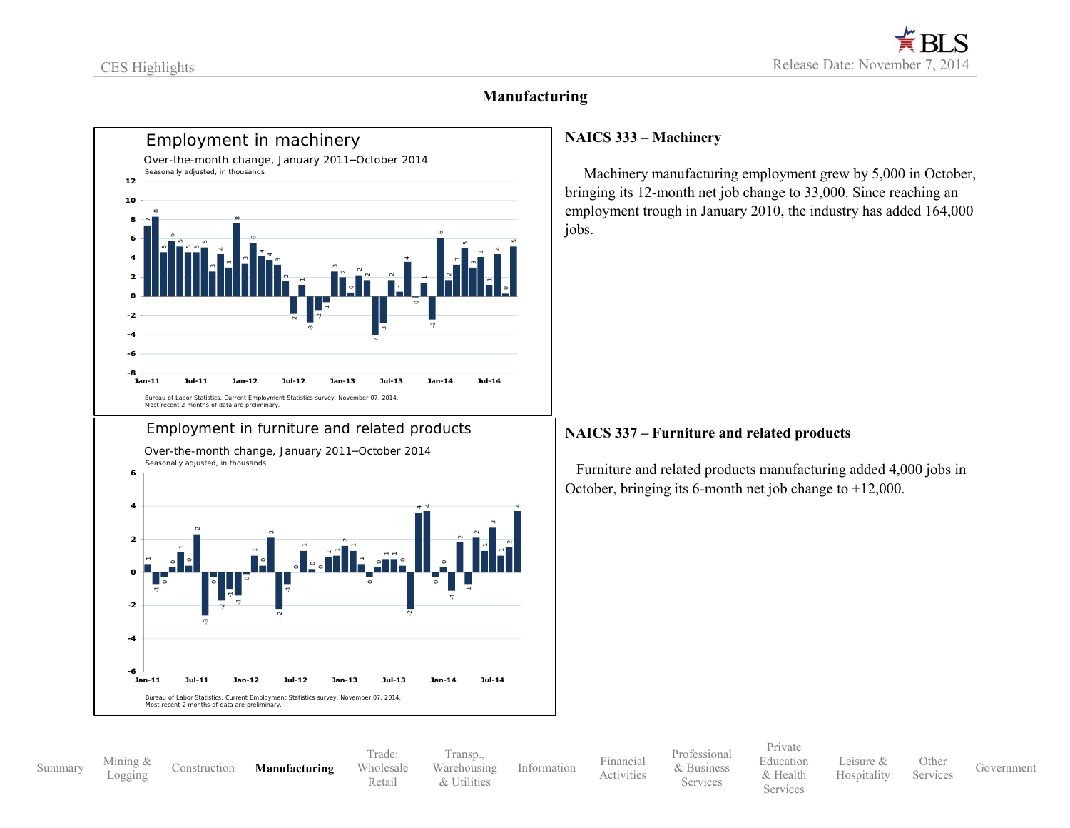## Manufacturing

### NAICS 333 – Machinery

Machinery manufacturing employment grew by 5,000 in October, bringing its 12-month net job change to 33,000. Since reaching an employment trough in January 2010, the industry has added 164,000 jobs.

**Employment in machinery**

Over-the-month change, January 2011–October 2014

Seasonally adjusted, in thousands

Bureau of Labor Statistics, Current Employment Statistics survey, November 07, 2014.
Most recent 2 months of data are preliminary.

### NAICS 337 – Furniture and related products

Furniture and related products manufacturing added 4,000 jobs in October, bringing its 6-month net job change to +12,000.

**Employment in furniture and related products**

Over-the-month change, January 2011–October 2014

Seasonally adjusted, in thousands

Bureau of Labor Statistics, Current Employment Statistics survey, November 07, 2014.
Most recent 2 months of data are preliminary.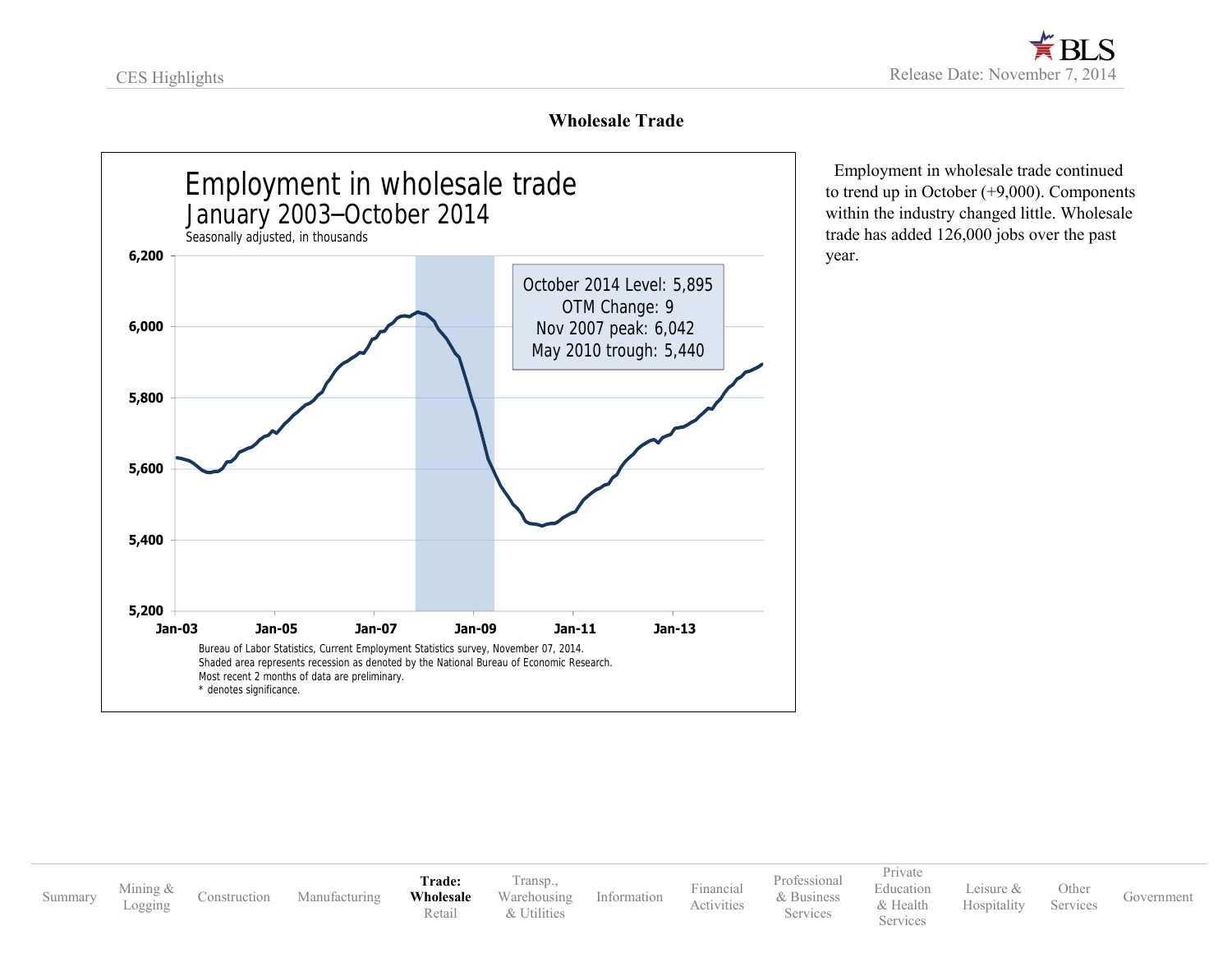## Wholesale Trade

**Employment in wholesale trade**
January 2003–October 2014
Seasonally adjusted, in thousands

October 2014 Level: 5,895
OTM Change: 9
Nov 2007 peak: 6,042
May 2010 trough: 5,440

Bureau of Labor Statistics, Current Employment Statistics survey, November 07, 2014.
Shaded area represents recession as denoted by the National Bureau of Economic Research.
Most recent 2 months of data are preliminary.
* denotes significance.

Employment in wholesale trade continued to trend up in October (+9,000). Components within the industry changed little. Wholesale trade has added 126,000 jobs over the past year.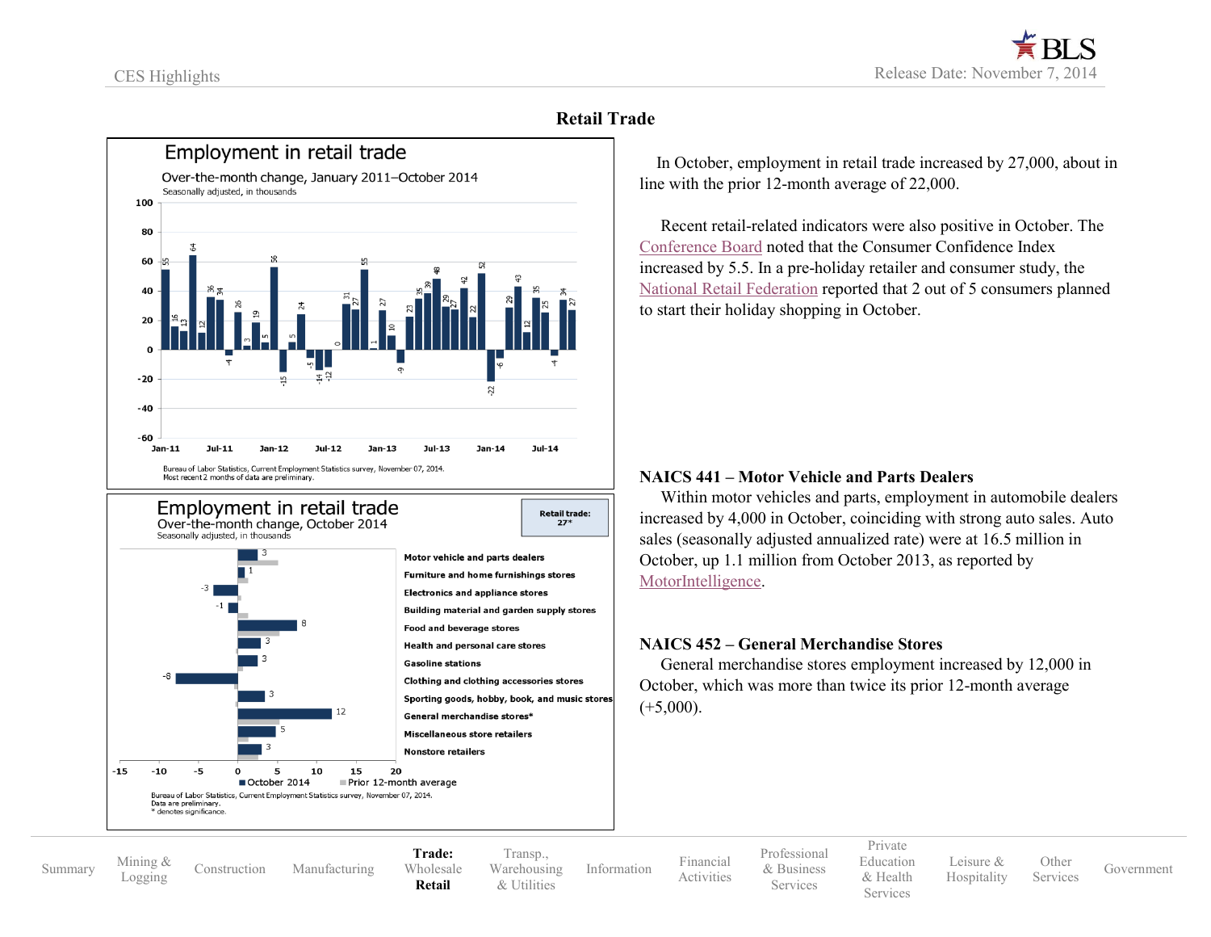## Retail Trade

**Employment in retail trade**

Over-the-month change, January 2011–October 2014

Seasonally adjusted, in thousands

Bureau of Labor Statistics, Current Employment Statistics survey, November 07, 2014.
Most recent 2 months of data are preliminary.

**Employment in retail trade**

Over-the-month change, October 2014

Seasonally adjusted, in thousands

Retail trade: 27*

| Industry | October 2014 |
|---|---|
| Motor vehicle and parts dealers | 3 |
| Furniture and home furnishings stores | 1 |
| Electronics and appliance stores | -3 |
| Building material and garden supply stores | -1 |
| Food and beverage stores | 8 |
| Health and personal care stores | 3 |
| Gasoline stations | 3 |
| Clothing and clothing accessories stores | -8 |
| Sporting goods, hobby, book, and music stores | 3 |
| General merchandise stores* | 12 |
| Miscellaneous store retailers | 5 |
| Nonstore retailers | 3 |

Bureau of Labor Statistics, Current Employment Statistics survey, November 07, 2014.
Data are preliminary.
\* denotes significance.

In October, employment in retail trade increased by 27,000, about in line with the prior 12-month average of 22,000.

Recent retail-related indicators were also positive in October. The Conference Board noted that the Consumer Confidence Index increased by 5.5. In a pre-holiday retailer and consumer study, the National Retail Federation reported that 2 out of 5 consumers planned to start their holiday shopping in October.

### NAICS 441 – Motor Vehicle and Parts Dealers

Within motor vehicles and parts, employment in automobile dealers increased by 4,000 in October, coinciding with strong auto sales. Auto sales (seasonally adjusted annualized rate) were at 16.5 million in October, up 1.1 million from October 2013, as reported by MotorIntelligence.

### NAICS 452 – General Merchandise Stores

General merchandise stores employment increased by 12,000 in October, which was more than twice its prior 12-month average (+5,000).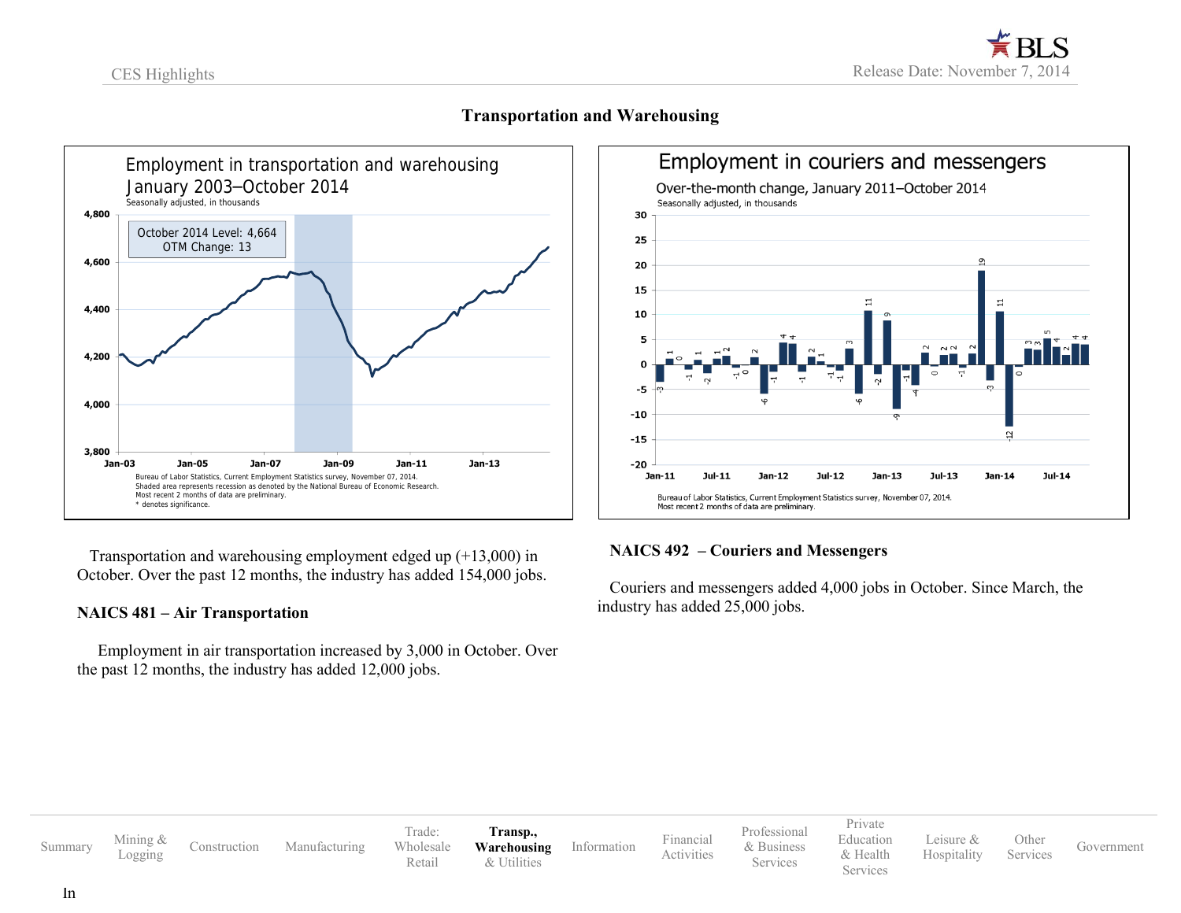## Transportation and Warehousing

Employment in transportation and warehousing
January 2003–October 2014
Seasonally adjusted, in thousands

October 2014 Level: 4,664
OTM Change: 13

Bureau of Labor Statistics, Current Employment Statistics survey, November 07, 2014.
Shaded area represents recession as denoted by the National Bureau of Economic Research.
Most recent 2 months of data are preliminary.
* denotes significance.

Employment in couriers and messengers
Over-the-month change, January 2011–October 2014
Seasonally adjusted, in thousands

Bureau of Labor Statistics, Current Employment Statistics survey, November 07, 2014.
Most recent 2 months of data are preliminary.

Transportation and warehousing employment edged up (+13,000) in October. Over the past 12 months, the industry has added 154,000 jobs.

### NAICS 481 – Air Transportation

Employment in air transportation increased by 3,000 in October. Over the past 12 months, the industry has added 12,000 jobs.

### NAICS 492 – Couriers and Messengers

Couriers and messengers added 4,000 jobs in October. Since March, the industry has added 25,000 jobs.

Summary | Mining & Logging | Construction | Manufacturing | Trade: Wholesale Retail | **Transp., Warehousing** & Utilities | Information | Financial Activities | Professional & Business Services | Private Education & Health Services | Leisure & Hospitality | Other Services | Government

In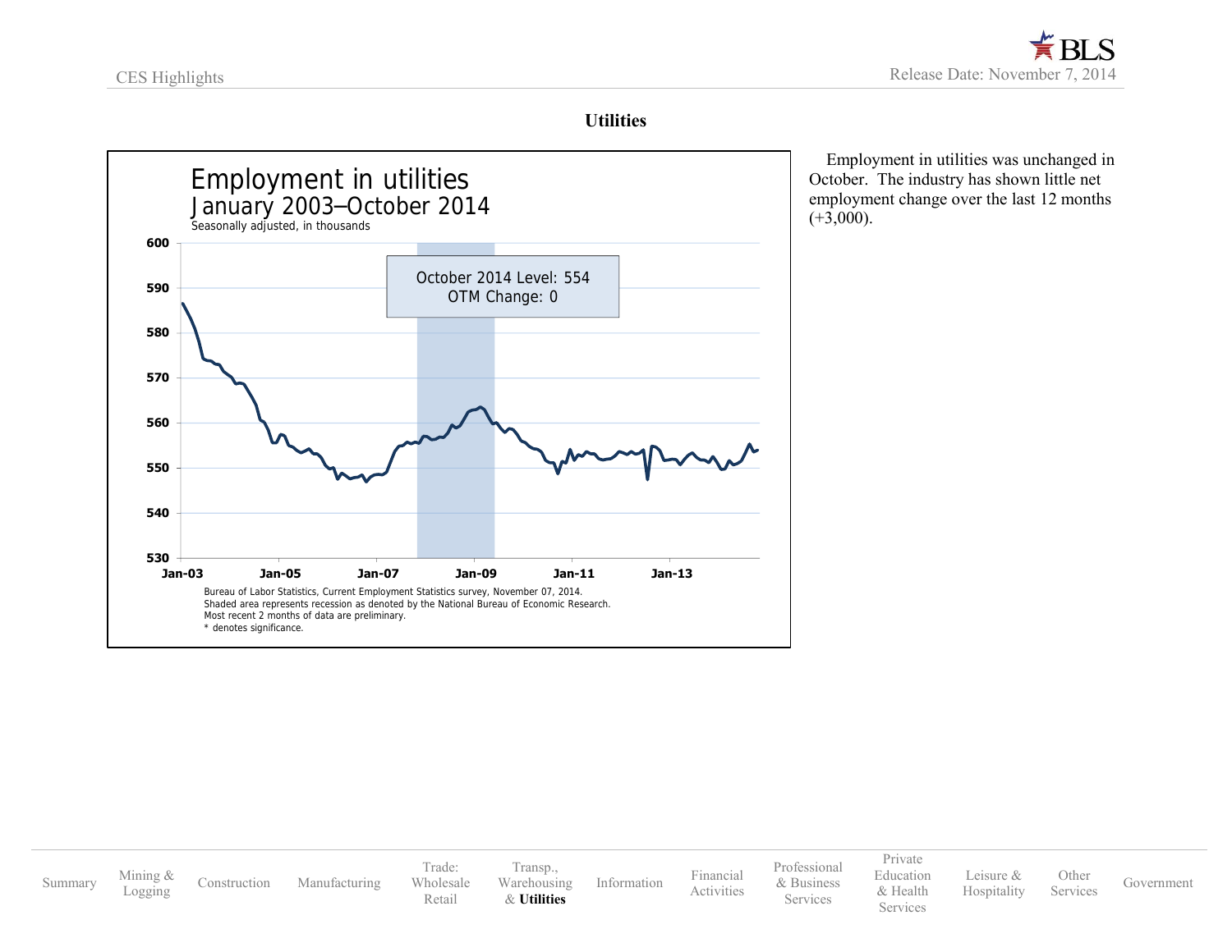## Utilities

Employment in utilities was unchanged in October. The industry has shown little net employment change over the last 12 months (+3,000).

**Employment in utilities**
January 2003–October 2014
Seasonally adjusted, in thousands

October 2014 Level: 554
OTM Change: 0

Bureau of Labor Statistics, Current Employment Statistics survey, November 07, 2014.
Shaded area represents recession as denoted by the National Bureau of Economic Research.
Most recent 2 months of data are preliminary.
* denotes significance.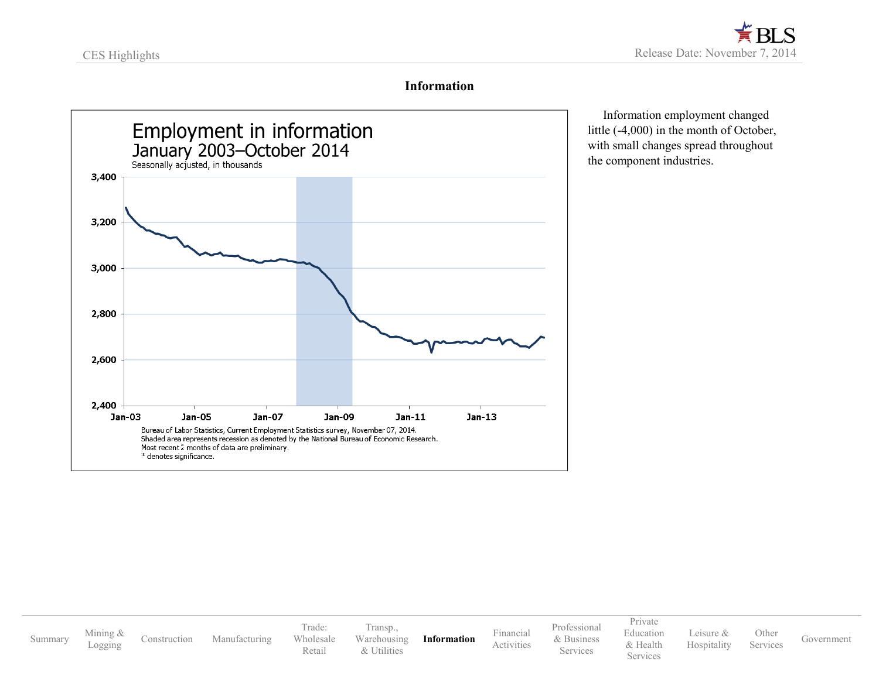## Information

Information employment changed little (-4,000) in the month of October, with small changes spread throughout the component industries.

**Employment in information**
**January 2003–October 2014**
Seasonally acjusted, in thousands

Bureau of Labor Statistics, Current Employment Statistics survey, November 07, 2014.
Shaded area represents recession as denoted by the National Bureau of Economic Research.
Most recent 2 months of data are preliminary.
* denotes significance.

Summary | Mining & Logging | Construction | Manufacturing | Trade: Wholesale Retail | Transp., Warehousing & Utilities | **Information** | Financial Activities | Professional & Business Services | Private Education & Health Services | Leisure & Hospitality | Other Services | Government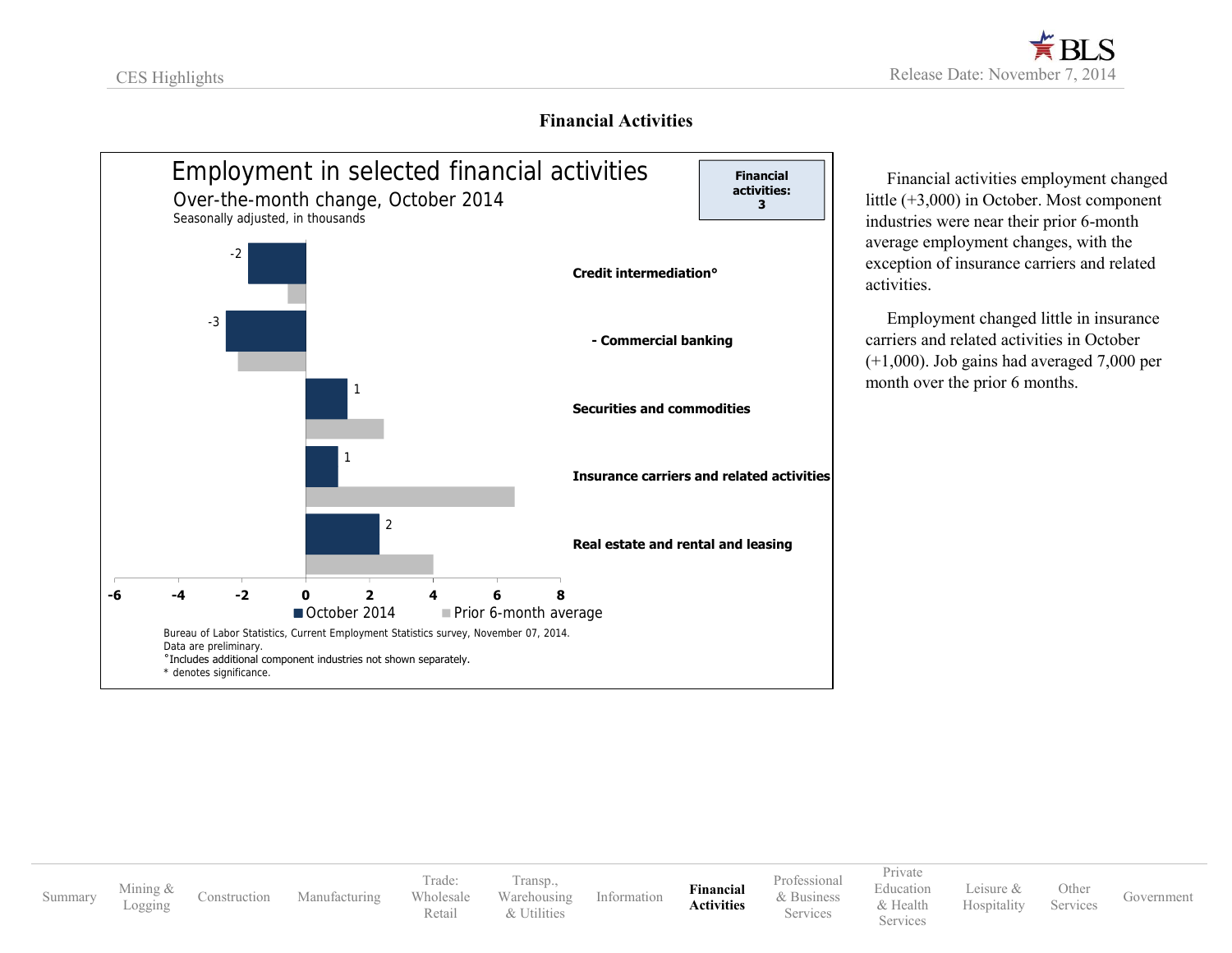# Financial Activities

## Employment in selected financial activities

Over-the-month change, October 2014

Seasonally adjusted, in thousands

**Financial activities: 3**

| Industry | October 2014 |
|---|---|
| Credit intermediation° | -2 |
| - Commercial banking | -3 |
| Securities and commodities | 1 |
| Insurance carriers and related activities | 1 |
| Real estate and rental and leasing | 2 |

■ October 2014 ■ Prior 6-month average

Bureau of Labor Statistics, Current Employment Statistics survey, November 07, 2014.
Data are preliminary.
°Includes additional component industries not shown separately.
* denotes significance.

Financial activities employment changed little (+3,000) in October. Most component industries were near their prior 6-month average employment changes, with the exception of insurance carriers and related activities.

Employment changed little in insurance carriers and related activities in October (+1,000). Job gains had averaged 7,000 per month over the prior 6 months.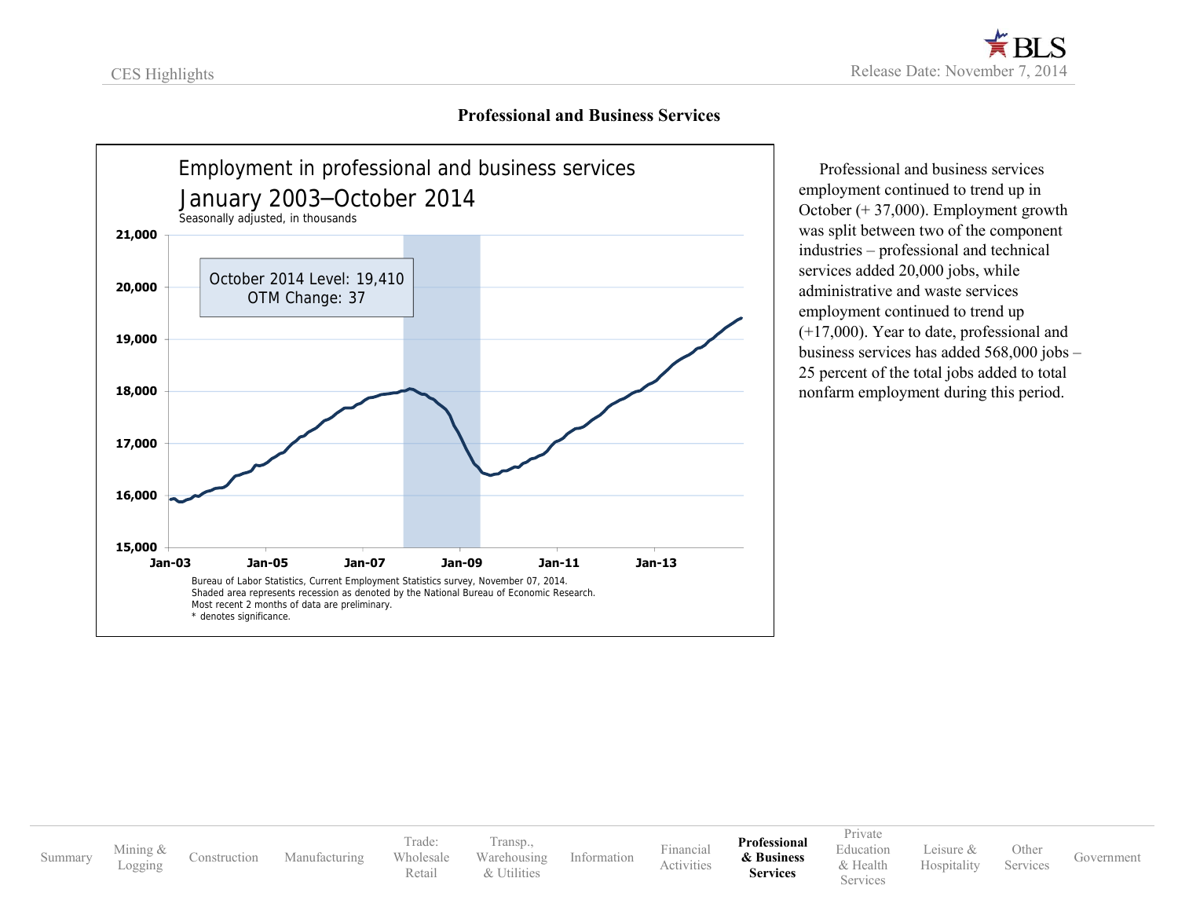## Professional and Business Services

Employment in professional and business services

January 2003–October 2014

Seasonally adjusted, in thousands

October 2014 Level: 19,410
OTM Change: 37

Bureau of Labor Statistics, Current Employment Statistics survey, November 07, 2014.
Shaded area represents recession as denoted by the National Bureau of Economic Research.
Most recent 2 months of data are preliminary.
* denotes significance.

Professional and business services employment continued to trend up in October (+ 37,000). Employment growth was split between two of the component industries – professional and technical services added 20,000 jobs, while administrative and waste services employment continued to trend up (+17,000). Year to date, professional and business services has added 568,000 jobs – 25 percent of the total jobs added to total nonfarm employment during this period.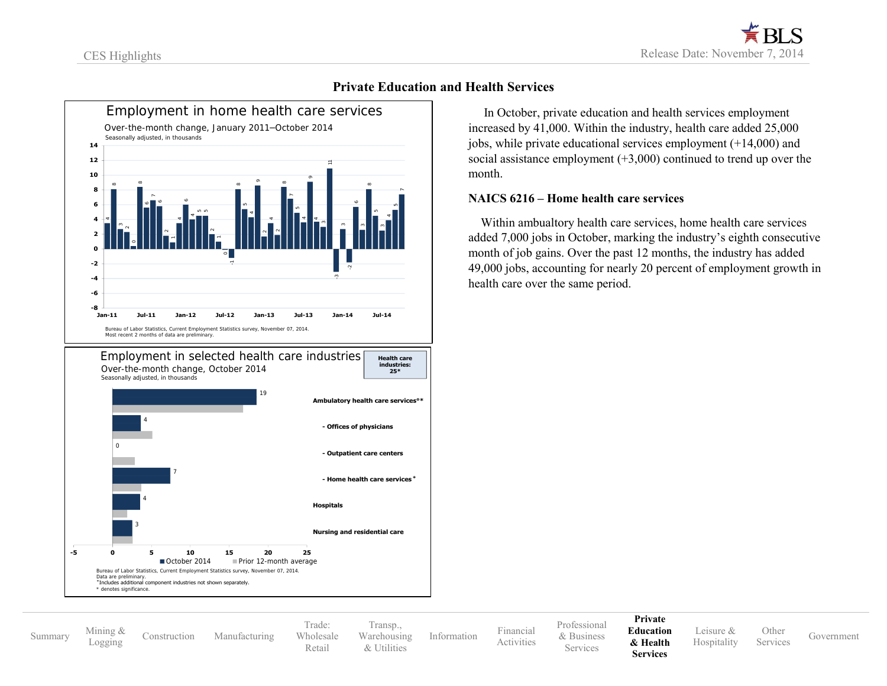## Private Education and Health Services

**Employment in home health care services**

Over-the-month change, January 2011–October 2014

Seasonally adjusted, in thousands

Bureau of Labor Statistics, Current Employment Statistics survey, November 07, 2014.
Most recent 2 months of data are preliminary.

**Employment in selected health care industries**

Over-the-month change, October 2014

Seasonally adjusted, in thousands

Health care industries: 25*

| Industry | October 2014 |
|---|---|
| Ambulatory health care services°* | 19 |
| - Offices of physicians | 4 |
| - Outpatient care centers | 0 |
| - Home health care services* | 7 |
| Hospitals | 4 |
| Nursing and residential care | 3 |

Bureau of Labor Statistics, Current Employment Statistics survey, November 07, 2014.
Data are preliminary.
°Includes additional component industries not shown separately.
* denotes significance.

In October, private education and health services employment increased by 41,000. Within the industry, health care added 25,000 jobs, while private educational services employment (+14,000) and social assistance employment (+3,000) continued to trend up over the month.

### NAICS 6216 – Home health care services

Within ambualtory health care services, home health care services added 7,000 jobs in October, marking the industry's eighth consecutive month of job gains. Over the past 12 months, the industry has added 49,000 jobs, accounting for nearly 20 percent of employment growth in health care over the same period.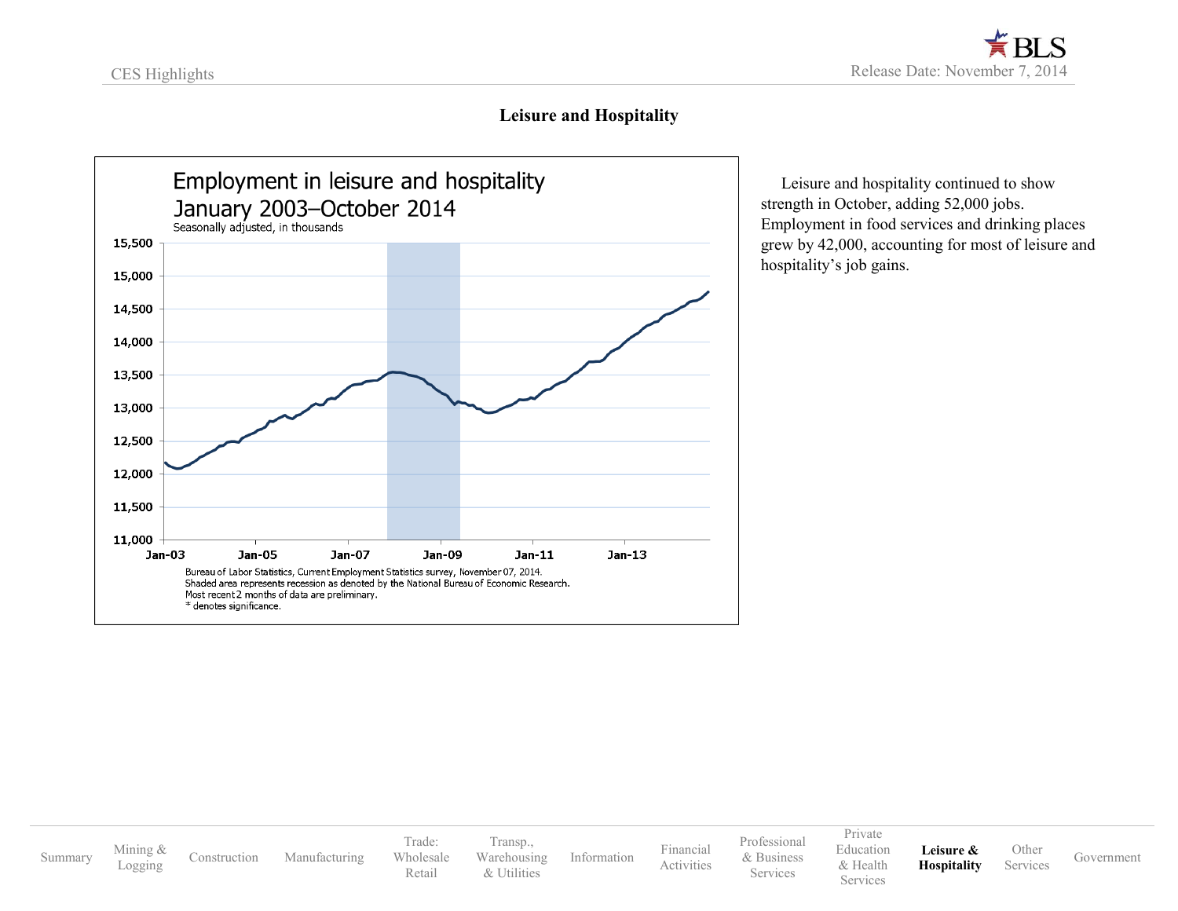## Leisure and Hospitality

**Employment in leisure and hospitality**
**January 2003–October 2014**
Seasonally adjusted, in thousands

Bureau of Labor Statistics, Current Employment Statistics survey, November 07, 2014.
Shaded area represents recession as denoted by the National Bureau of Economic Research.
Most recent 2 months of data are preliminary.
* denotes significance.

Leisure and hospitality continued to show strength in October, adding 52,000 jobs. Employment in food services and drinking places grew by 42,000, accounting for most of leisure and hospitality's job gains.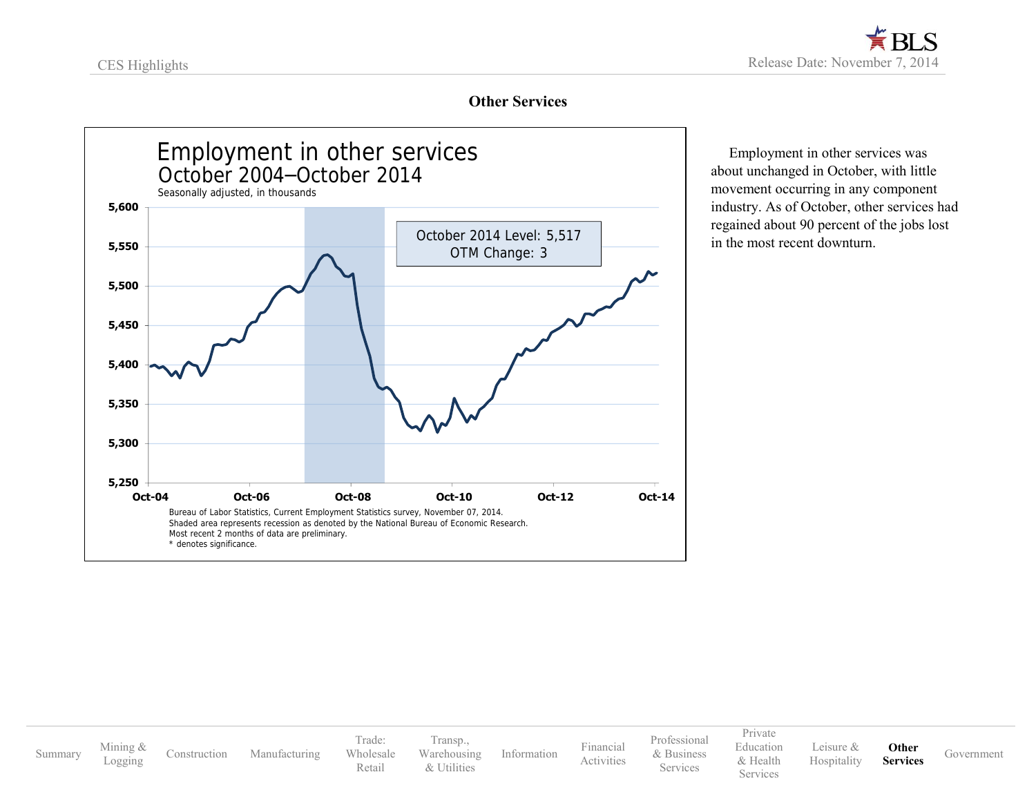## Other Services

Employment in other services
October 2004–October 2014
Seasonally adjusted, in thousands

October 2014 Level: 5,517
OTM Change: 3

Bureau of Labor Statistics, Current Employment Statistics survey, November 07, 2014.
Shaded area represents recession as denoted by the National Bureau of Economic Research.
Most recent 2 months of data are preliminary.
* denotes significance.

Employment in other services was about unchanged in October, with little movement occurring in any component industry. As of October, other services had regained about 90 percent of the jobs lost in the most recent downturn.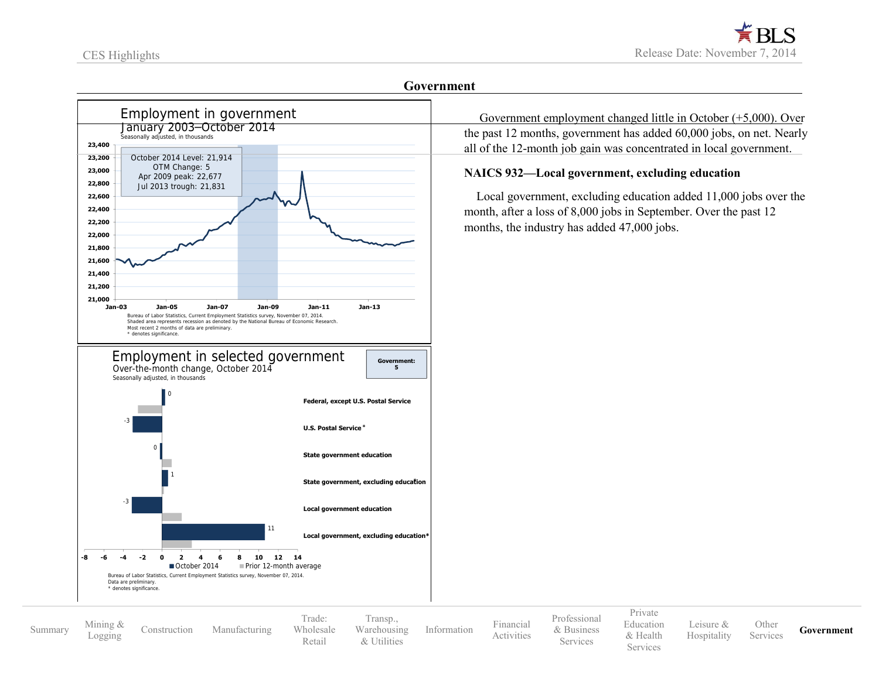## Government

**Employment in government**
January 2003–October 2014
Seasonally adjusted, in thousands

October 2014 Level: 21,914
OTM Change: 5
Apr 2009 peak: 22,677
Jul 2013 trough: 21,831

Bureau of Labor Statistics, Current Employment Statistics survey, November 07, 2014.
Shaded area represents recession as denoted by the National Bureau of Economic Research.
Most recent 2 months of data are preliminary.
* denotes significance.

**Employment in selected government**
Over-the-month change, October 2014
Seasonally adjusted, in thousands

Government: 5

| Industry | October 2014 |
|---|---|
| Federal, except U.S. Postal Service | 0 |
| U.S. Postal Service* | -3 |
| State government education | 0 |
| State government, excluding education* | 1 |
| Local government education | -3 |
| Local government, excluding education* | 11 |

Bureau of Labor Statistics, Current Employment Statistics survey, November 07, 2014.
Data are preliminary.
* denotes significance.

Government employment changed little in October (+5,000). Over the past 12 months, government has added 60,000 jobs, on net. Nearly all of the 12-month job gain was concentrated in local government.

### NAICS 932—Local government, excluding education

Local government, excluding education added 11,000 jobs over the month, after a loss of 8,000 jobs in September. Over the past 12 months, the industry has added 47,000 jobs.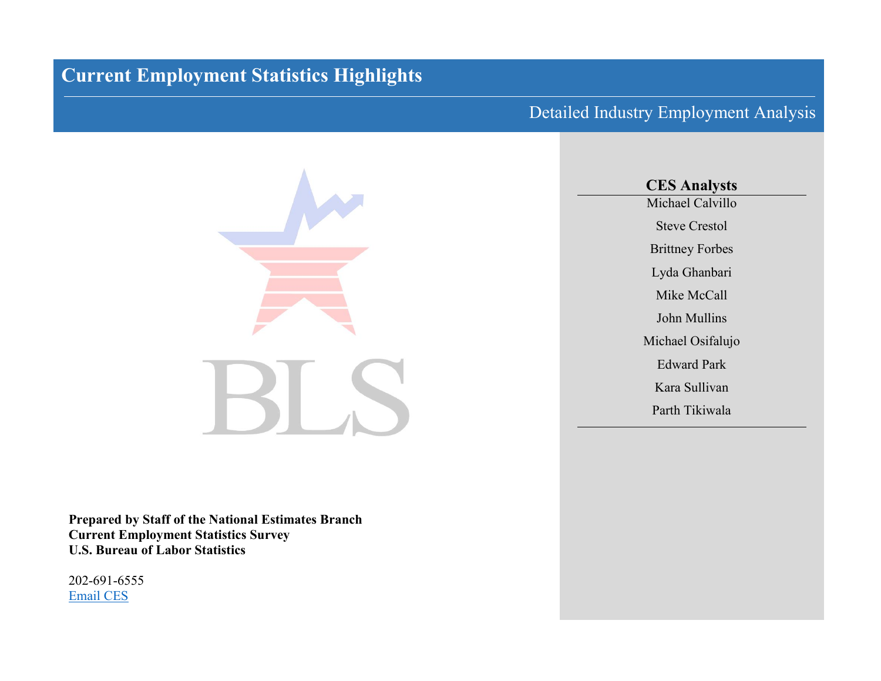# Current Employment Statistics Highlights

## Detailed Industry Employment Analysis

### CES Analysts

Michael Calvillo

Steve Crestol

Brittney Forbes

Lyda Ghanbari

Mike McCall

John Mullins

Michael Osifalujo

Edward Park

Kara Sullivan

Parth Tikiwala

**Prepared by Staff of the National Estimates Branch**
**Current Employment Statistics Survey**
**U.S. Bureau of Labor Statistics**

202-691-6555
Email CES